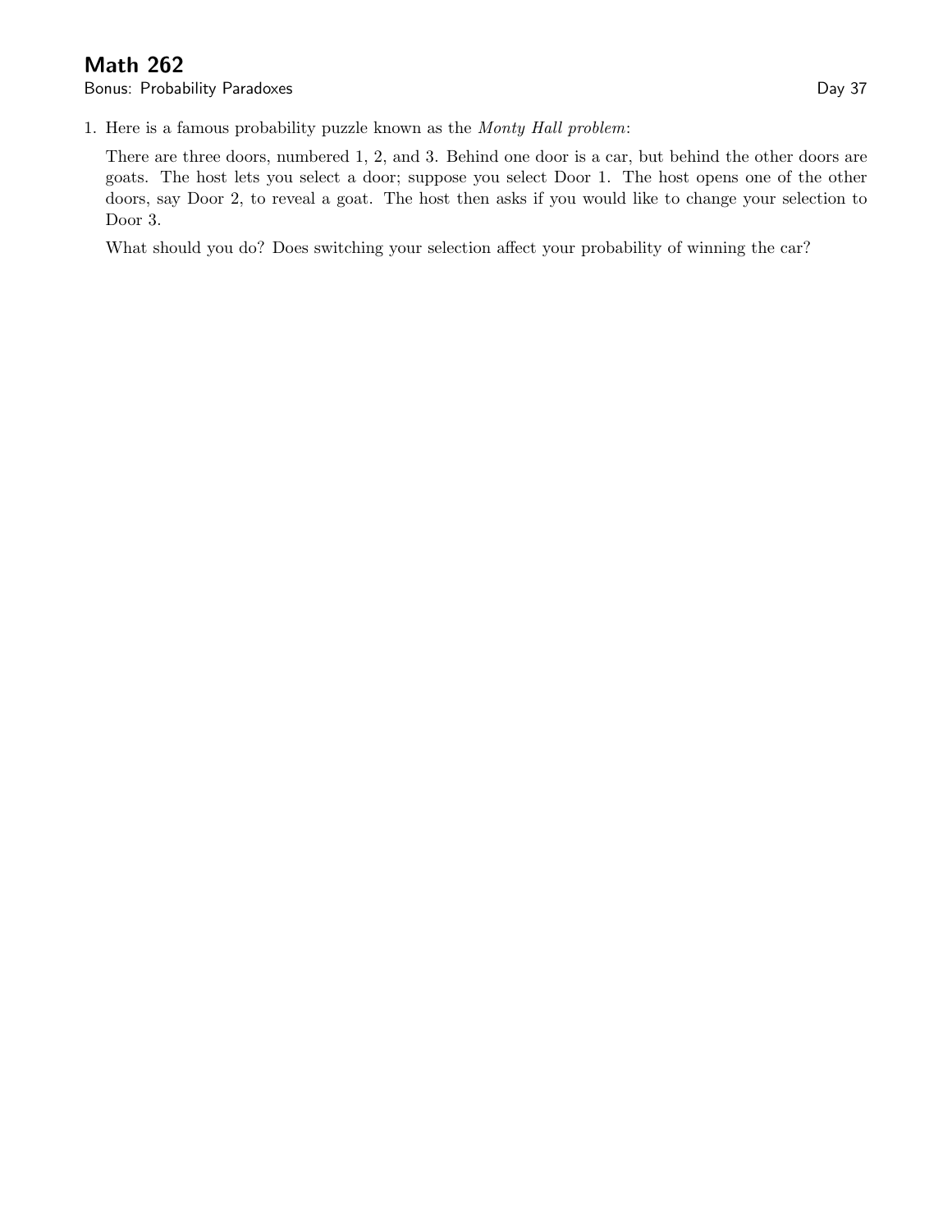# Math 262

Bonus: Probability Paradoxes  Day 37

1. Here is a famous probability puzzle known as the *Monty Hall problem*:

   There are three doors, numbered 1, 2, and 3. Behind one door is a car, but behind the other doors are goats. The host lets you select a door; suppose you select Door 1. The host opens one of the other doors, say Door 2, to reveal a goat. The host then asks if you would like to change your selection to Door 3.

   What should you do? Does switching your selection affect your probability of winning the car?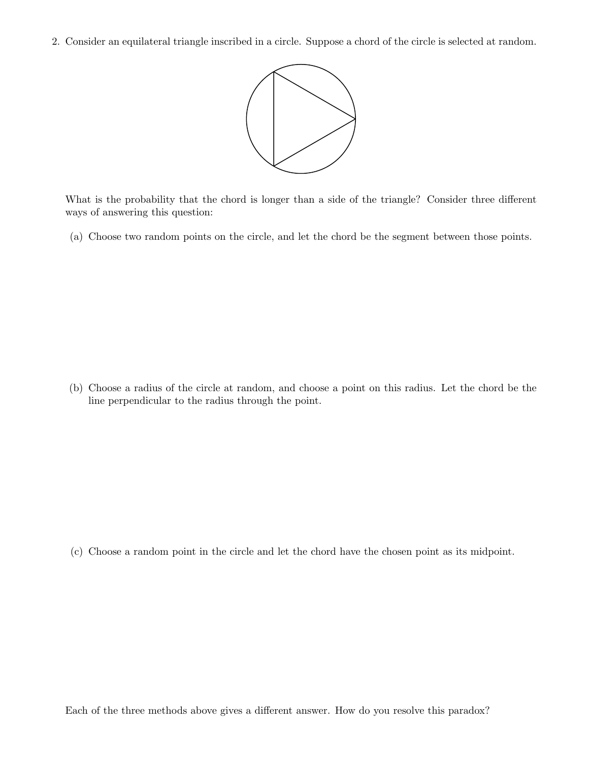2. Consider an equilateral triangle inscribed in a circle. Suppose a chord of the circle is selected at random.

   What is the probability that the chord is longer than a side of the triangle? Consider three different ways of answering this question:

   (a) Choose two random points on the circle, and let the chord be the segment between those points.

   (b) Choose a radius of the circle at random, and choose a point on this radius. Let the chord be the line perpendicular to the radius through the point.

   (c) Choose a random point in the circle and let the chord have the chosen point as its midpoint.

   Each of the three methods above gives a different answer. How do you resolve this paradox?